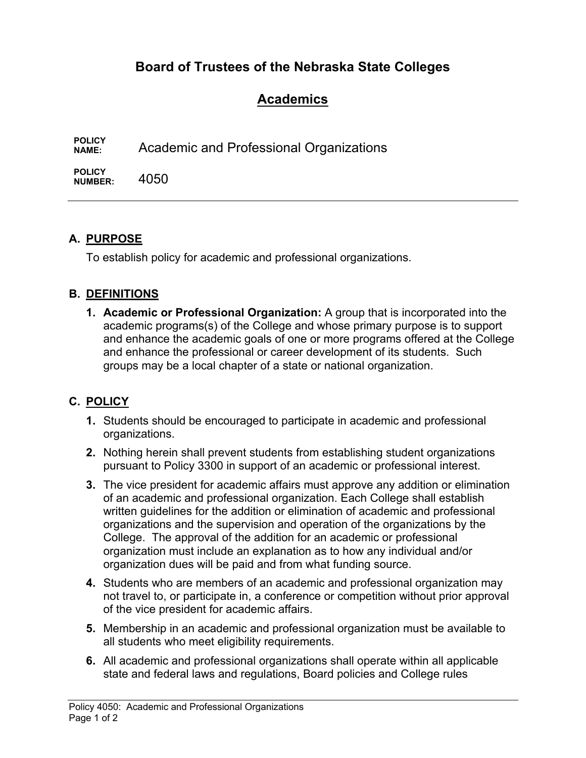# Board of Trustees of the Nebraska State Colleges

## Academics

**POLICY NAME:** Academic and Professional Organizations

**POLICY NUMBER:** 4050

---

### A. PURPOSE

To establish policy for academic and professional organizations.

### B. DEFINITIONS

1. **Academic or Professional Organization:** A group that is incorporated into the academic programs(s) of the College and whose primary purpose is to support and enhance the academic goals of one or more programs offered at the College and enhance the professional or career development of its students. Such groups may be a local chapter of a state or national organization.

### C. POLICY

1. Students should be encouraged to participate in academic and professional organizations.
2. Nothing herein shall prevent students from establishing student organizations pursuant to Policy 3300 in support of an academic or professional interest.
3. The vice president for academic affairs must approve any addition or elimination of an academic and professional organization. Each College shall establish written guidelines for the addition or elimination of academic and professional organizations and the supervision and operation of the organizations by the College. The approval of the addition for an academic or professional organization must include an explanation as to how any individual and/or organization dues will be paid and from what funding source.
4. Students who are members of an academic and professional organization may not travel to, or participate in, a conference or competition without prior approval of the vice president for academic affairs.
5. Membership in an academic and professional organization must be available to all students who meet eligibility requirements.
6. All academic and professional organizations shall operate within all applicable state and federal laws and regulations, Board policies and College rules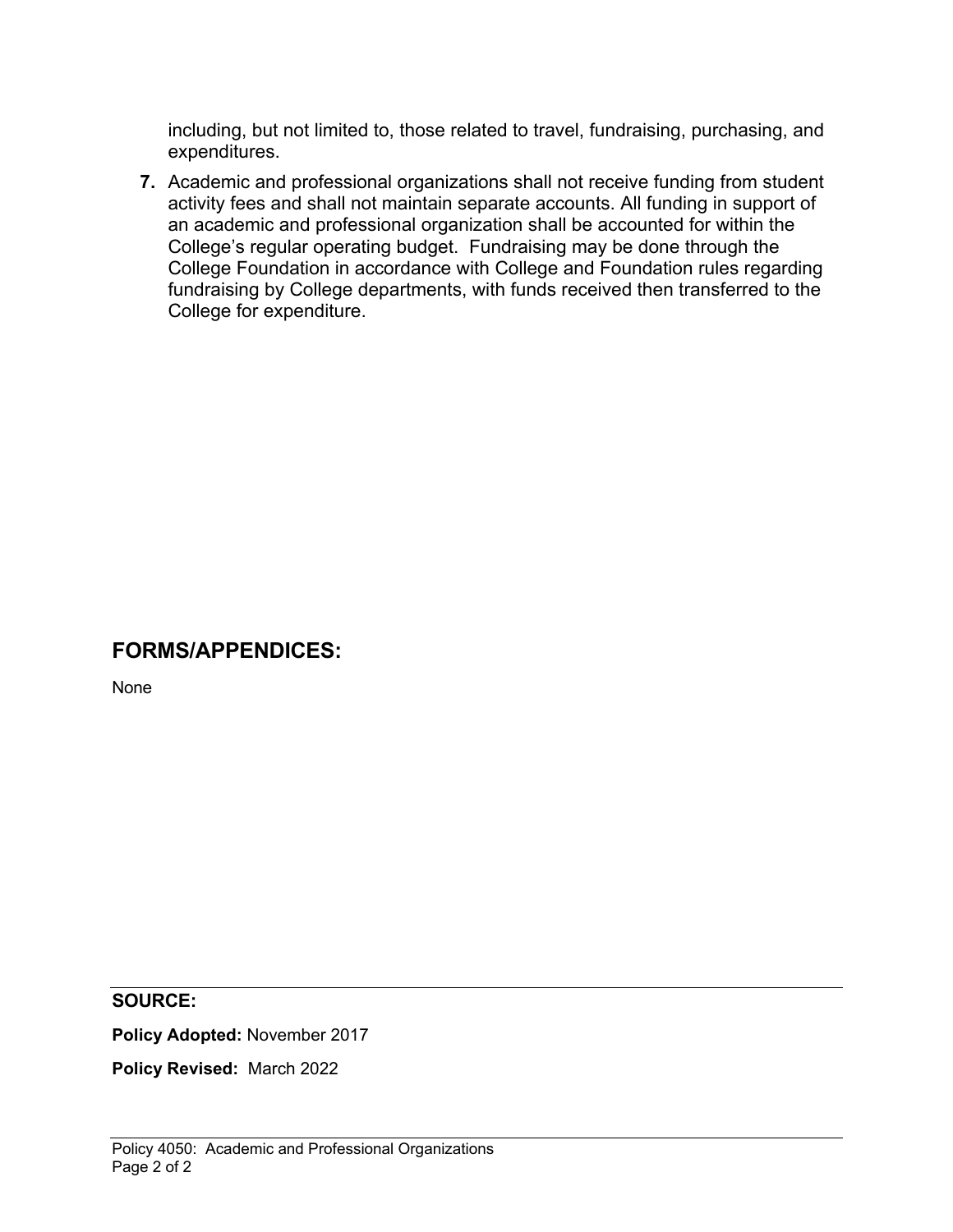including, but not limited to, those related to travel, fundraising, purchasing, and expenditures.

7. Academic and professional organizations shall not receive funding from student activity fees and shall not maintain separate accounts. All funding in support of an academic and professional organization shall be accounted for within the College's regular operating budget. Fundraising may be done through the College Foundation in accordance with College and Foundation rules regarding fundraising by College departments, with funds received then transferred to the College for expenditure.

## FORMS/APPENDICES:

None

### SOURCE:

**Policy Adopted:** November 2017

**Policy Revised:** March 2022